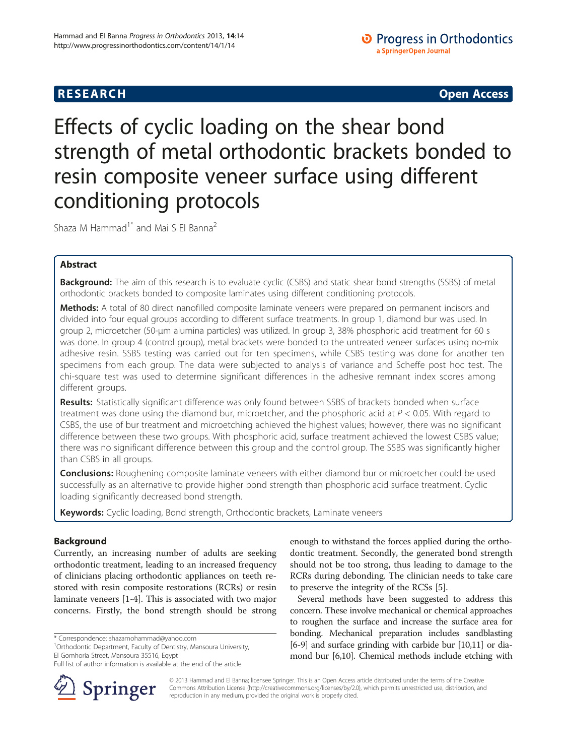RESEARCH Open Access

# Effects of cyclic loading on the shear bond strength of metal orthodontic brackets bonded to resin composite veneer surface using different conditioning protocols

Shaza M Hammad[1*] and Mai S El Banna[2]

## Abstract

**Background:** The aim of this research is to evaluate cyclic (CSBS) and static shear bond strengths (SSBS) of metal orthodontic brackets bonded to composite laminates using different conditioning protocols.

**Methods:** A total of 80 direct nanofilled composite laminate veneers were prepared on permanent incisors and divided into four equal groups according to different surface treatments. In group 1, diamond bur was used. In group 2, microetcher (50-μm alumina particles) was utilized. In group 3, 38% phosphoric acid treatment for 60 s was done. In group 4 (control group), metal brackets were bonded to the untreated veneer surfaces using no-mix adhesive resin. SSBS testing was carried out for ten specimens, while CSBS testing was done for another ten specimens from each group. The data were subjected to analysis of variance and Scheffe post hoc test. The chi-square test was used to determine significant differences in the adhesive remnant index scores among different groups.

**Results:** Statistically significant difference was only found between SSBS of brackets bonded when surface treatment was done using the diamond bur, microetcher, and the phosphoric acid at $P < 0.05$. With regard to CSBS, the use of bur treatment and microetching achieved the highest values; however, there was no significant difference between these two groups. With phosphoric acid, surface treatment achieved the lowest CSBS value; there was no significant difference between this group and the control group. The SSBS was significantly higher than CSBS in all groups.

**Conclusions:** Roughening composite laminate veneers with either diamond bur or microetcher could be used successfully as an alternative to provide higher bond strength than phosphoric acid surface treatment. Cyclic loading significantly decreased bond strength.

**Keywords:** Cyclic loading, Bond strength, Orthodontic brackets, Laminate veneers

## Background

Currently, an increasing number of adults are seeking orthodontic treatment, leading to an increased frequency of clinicians placing orthodontic appliances on teeth restored with resin composite restorations (RCRs) or resin laminate veneers [1-4]. This is associated with two major concerns. Firstly, the bond strength should be strong enough to withstand the forces applied during the orthodontic treatment. Secondly, the generated bond strength should not be too strong, thus leading to damage to the RCRs during debonding. The clinician needs to take care to preserve the integrity of the RCSs [5].

Several methods have been suggested to address this concern. These involve mechanical or chemical approaches to roughen the surface and increase the surface area for bonding. Mechanical preparation includes sandblasting [6-9] and surface grinding with carbide bur [10,11] or diamond bur [6,10]. Chemical methods include etching with

\* Correspondence: shazamohammad@yahoo.com
[1]Orthodontic Department, Faculty of Dentistry, Mansoura University, El Gomhoria Street, Mansoura 35516, Egypt
Full list of author information is available at the end of the article

© 2013 Hammad and El Banna; licensee Springer. This is an Open Access article distributed under the terms of the Creative Commons Attribution License (http://creativecommons.org/licenses/by/2.0), which permits unrestricted use, distribution, and reproduction in any medium, provided the original work is properly cited.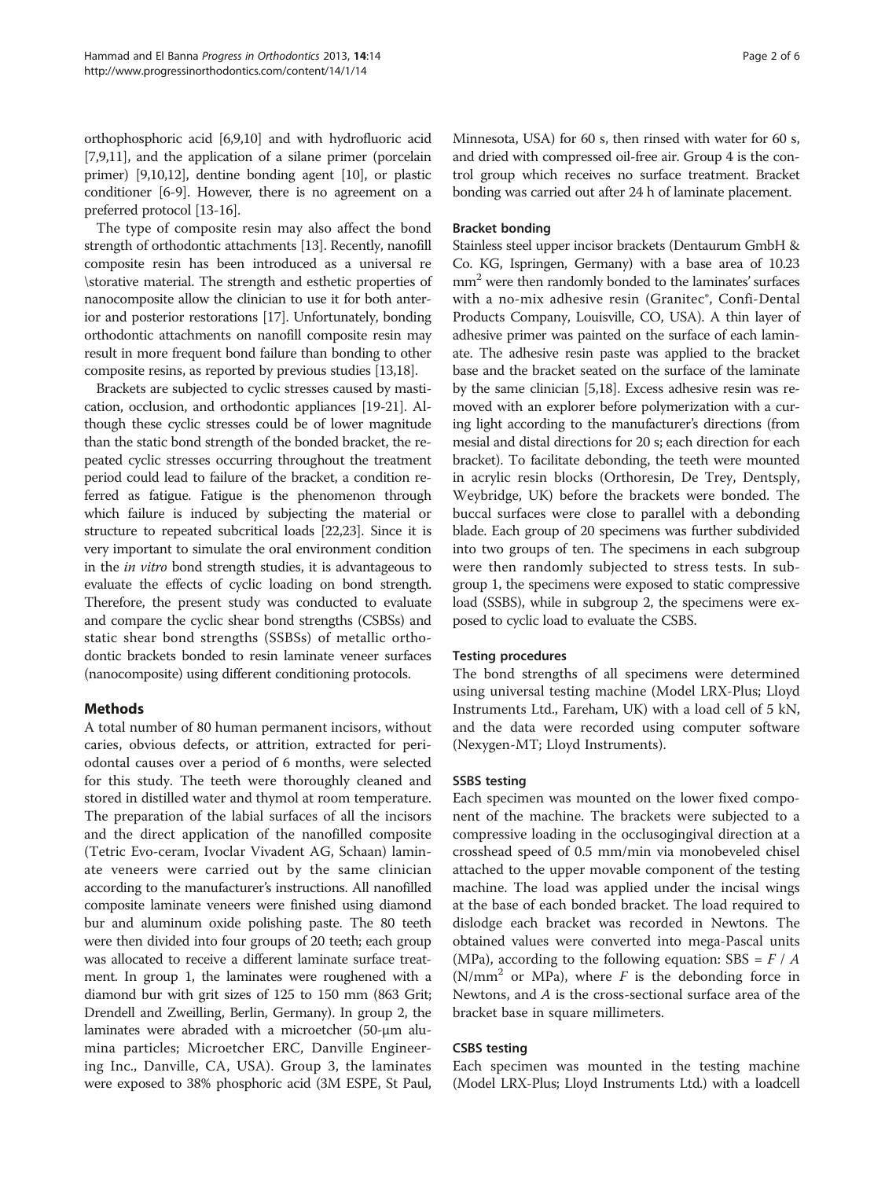orthophosphoric acid [6,9,10] and with hydrofluoric acid [7,9,11], and the application of a silane primer (porcelain primer) [9,10,12], dentine bonding agent [10], or plastic conditioner [6-9]. However, there is no agreement on a preferred protocol [13-16].

The type of composite resin may also affect the bond strength of orthodontic attachments [13]. Recently, nanofill composite resin has been introduced as a universal re \storative material. The strength and esthetic properties of nanocomposite allow the clinician to use it for both anterior and posterior restorations [17]. Unfortunately, bonding orthodontic attachments on nanofill composite resin may result in more frequent bond failure than bonding to other composite resins, as reported by previous studies [13,18].

Brackets are subjected to cyclic stresses caused by mastication, occlusion, and orthodontic appliances [19-21]. Although these cyclic stresses could be of lower magnitude than the static bond strength of the bonded bracket, the repeated cyclic stresses occurring throughout the treatment period could lead to failure of the bracket, a condition referred as fatigue. Fatigue is the phenomenon through which failure is induced by subjecting the material or structure to repeated subcritical loads [22,23]. Since it is very important to simulate the oral environment condition in the *in vitro* bond strength studies, it is advantageous to evaluate the effects of cyclic loading on bond strength. Therefore, the present study was conducted to evaluate and compare the cyclic shear bond strengths (CSBSs) and static shear bond strengths (SSBSs) of metallic orthodontic brackets bonded to resin laminate veneer surfaces (nanocomposite) using different conditioning protocols.

## Methods

A total number of 80 human permanent incisors, without caries, obvious defects, or attrition, extracted for periodontal causes over a period of 6 months, were selected for this study. The teeth were thoroughly cleaned and stored in distilled water and thymol at room temperature. The preparation of the labial surfaces of all the incisors and the direct application of the nanofilled composite (Tetric Evo-ceram, Ivoclar Vivadent AG, Schaan) laminate veneers were carried out by the same clinician according to the manufacturer's instructions. All nanofilled composite laminate veneers were finished using diamond bur and aluminum oxide polishing paste. The 80 teeth were then divided into four groups of 20 teeth; each group was allocated to receive a different laminate surface treatment. In group 1, the laminates were roughened with a diamond bur with grit sizes of 125 to 150 mm (863 Grit; Drendell and Zweilling, Berlin, Germany). In group 2, the laminates were abraded with a microetcher (50-μm alumina particles; Microetcher ERC, Danville Engineering Inc., Danville, CA, USA). Group 3, the laminates were exposed to 38% phosphoric acid (3M ESPE, St Paul, Minnesota, USA) for 60 s, then rinsed with water for 60 s, and dried with compressed oil-free air. Group 4 is the control group which receives no surface treatment. Bracket bonding was carried out after 24 h of laminate placement.

### Bracket bonding

Stainless steel upper incisor brackets (Dentaurum GmbH & Co. KG, Ispringen, Germany) with a base area of 10.23 $mm^2$ were then randomly bonded to the laminates' surfaces with a no-mix adhesive resin (Granitec®, Confi-Dental Products Company, Louisville, CO, USA). A thin layer of adhesive primer was painted on the surface of each laminate. The adhesive resin paste was applied to the bracket base and the bracket seated on the surface of the laminate by the same clinician [5,18]. Excess adhesive resin was removed with an explorer before polymerization with a curing light according to the manufacturer's directions (from mesial and distal directions for 20 s; each direction for each bracket). To facilitate debonding, the teeth were mounted in acrylic resin blocks (Orthoresin, De Trey, Dentsply, Weybridge, UK) before the brackets were bonded. The buccal surfaces were close to parallel with a debonding blade. Each group of 20 specimens was further subdivided into two groups of ten. The specimens in each subgroup were then randomly subjected to stress tests. In subgroup 1, the specimens were exposed to static compressive load (SSBS), while in subgroup 2, the specimens were exposed to cyclic load to evaluate the CSBS.

### Testing procedures

The bond strengths of all specimens were determined using universal testing machine (Model LRX-Plus; Lloyd Instruments Ltd., Fareham, UK) with a load cell of 5 kN, and the data were recorded using computer software (Nexygen-MT; Lloyd Instruments).

### SSBS testing

Each specimen was mounted on the lower fixed component of the machine. The brackets were subjected to a compressive loading in the occlusogingival direction at a crosshead speed of 0.5 mm/min via monobeveled chisel attached to the upper movable component of the testing machine. The load was applied under the incisal wings at the base of each bonded bracket. The load required to dislodge each bracket was recorded in Newtons. The obtained values were converted into mega-Pascal units (MPa), according to the following equation: SBS = $F$ / $A$ ($N/mm^2$ or MPa), where $F$ is the debonding force in Newtons, and $A$ is the cross-sectional surface area of the bracket base in square millimeters.

### CSBS testing

Each specimen was mounted in the testing machine (Model LRX-Plus; Lloyd Instruments Ltd.) with a loadcell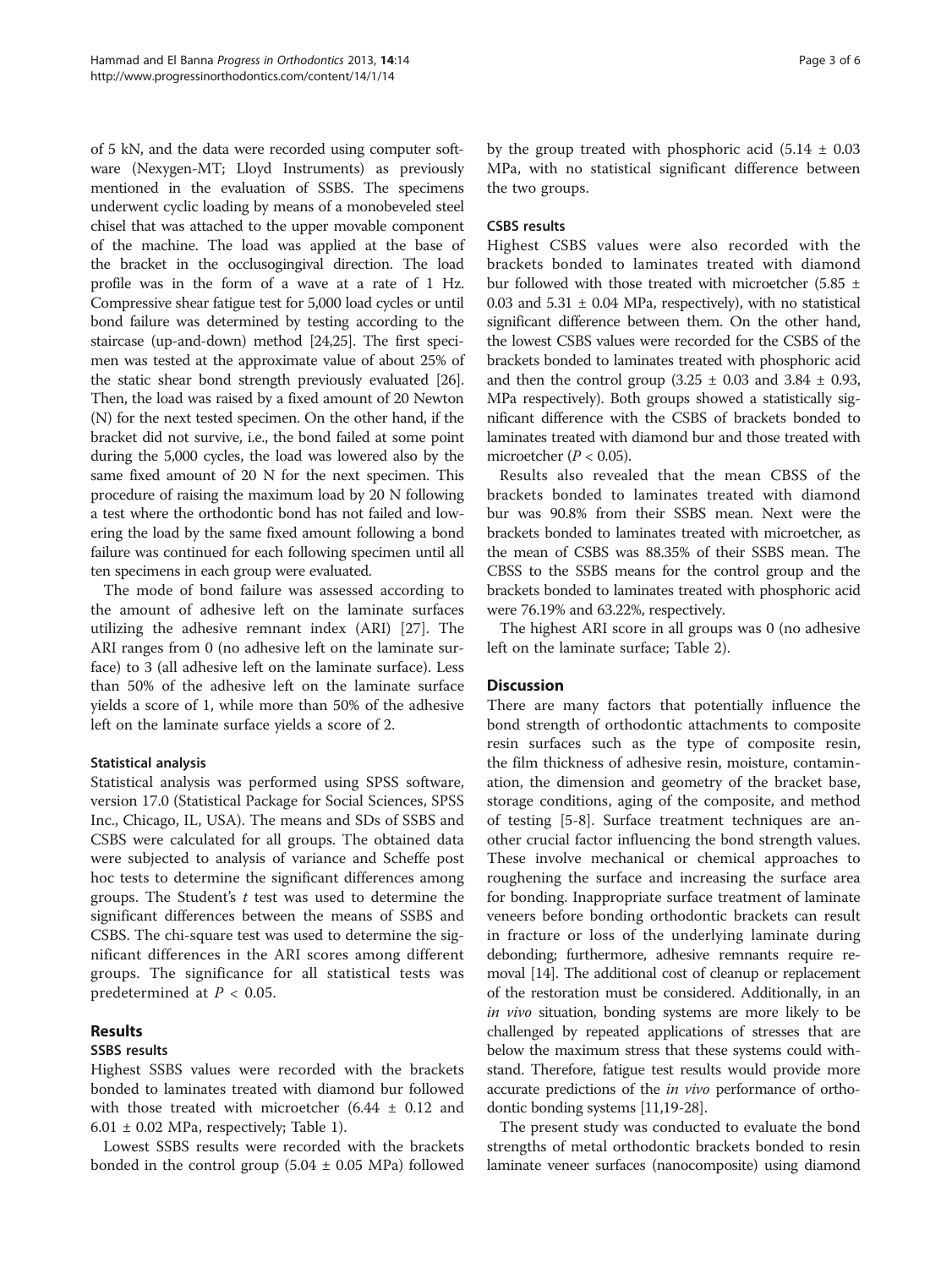of 5 kN, and the data were recorded using computer software (Nexygen-MT; Lloyd Instruments) as previously mentioned in the evaluation of SSBS. The specimens underwent cyclic loading by means of a monobeveled steel chisel that was attached to the upper movable component of the machine. The load was applied at the base of the bracket in the occlusogingival direction. The load profile was in the form of a wave at a rate of 1 Hz. Compressive shear fatigue test for 5,000 load cycles or until bond failure was determined by testing according to the staircase (up-and-down) method [24,25]. The first specimen was tested at the approximate value of about 25% of the static shear bond strength previously evaluated [26]. Then, the load was raised by a fixed amount of 20 Newton (N) for the next tested specimen. On the other hand, if the bracket did not survive, i.e., the bond failed at some point during the 5,000 cycles, the load was lowered also by the same fixed amount of 20 N for the next specimen. This procedure of raising the maximum load by 20 N following a test where the orthodontic bond has not failed and lowering the load by the same fixed amount following a bond failure was continued for each following specimen until all ten specimens in each group were evaluated.

The mode of bond failure was assessed according to the amount of adhesive left on the laminate surfaces utilizing the adhesive remnant index (ARI) [27]. The ARI ranges from 0 (no adhesive left on the laminate surface) to 3 (all adhesive left on the laminate surface). Less than 50% of the adhesive left on the laminate surface yields a score of 1, while more than 50% of the adhesive left on the laminate surface yields a score of 2.

### Statistical analysis

Statistical analysis was performed using SPSS software, version 17.0 (Statistical Package for Social Sciences, SPSS Inc., Chicago, IL, USA). The means and SDs of SSBS and CSBS were calculated for all groups. The obtained data were subjected to analysis of variance and Scheffe post hoc tests to determine the significant differences among groups. The Student's $t$ test was used to determine the significant differences between the means of SSBS and CSBS. The chi-square test was used to determine the significant differences in the ARI scores among different groups. The significance for all statistical tests was predetermined at $P < 0.05$.

## Results

### SSBS results

Highest SSBS values were recorded with the brackets bonded to laminates treated with diamond bur followed with those treated with microetcher (6.44 ± 0.12 and 6.01 ± 0.02 MPa, respectively; Table 1).

Lowest SSBS results were recorded with the brackets bonded in the control group (5.04 ± 0.05 MPa) followed by the group treated with phosphoric acid (5.14 ± 0.03 MPa, with no statistical significant difference between the two groups.

### CSBS results

Highest CSBS values were also recorded with the brackets bonded to laminates treated with diamond bur followed with those treated with microetcher (5.85 ± 0.03 and 5.31 ± 0.04 MPa, respectively), with no statistical significant difference between them. On the other hand, the lowest CSBS values were recorded for the CSBS of the brackets bonded to laminates treated with phosphoric acid and then the control group (3.25 ± 0.03 and 3.84 ± 0.93, MPa respectively). Both groups showed a statistically significant difference with the CSBS of brackets bonded to laminates treated with diamond bur and those treated with microetcher ($P < 0.05$).

Results also revealed that the mean CBSS of the brackets bonded to laminates treated with diamond bur was 90.8% from their SSBS mean. Next were the brackets bonded to laminates treated with microetcher, as the mean of CSBS was 88.35% of their SSBS mean. The CBSS to the SSBS means for the control group and the brackets bonded to laminates treated with phosphoric acid were 76.19% and 63.22%, respectively.

The highest ARI score in all groups was 0 (no adhesive left on the laminate surface; Table 2).

## Discussion

There are many factors that potentially influence the bond strength of orthodontic attachments to composite resin surfaces such as the type of composite resin, the film thickness of adhesive resin, moisture, contamination, the dimension and geometry of the bracket base, storage conditions, aging of the composite, and method of testing [5-8]. Surface treatment techniques are another crucial factor influencing the bond strength values. These involve mechanical or chemical approaches to roughening the surface and increasing the surface area for bonding. Inappropriate surface treatment of laminate veneers before bonding orthodontic brackets can result in fracture or loss of the underlying laminate during debonding; furthermore, adhesive remnants require removal [14]. The additional cost of cleanup or replacement of the restoration must be considered. Additionally, in an *in vivo* situation, bonding systems are more likely to be challenged by repeated applications of stresses that are below the maximum stress that these systems could withstand. Therefore, fatigue test results would provide more accurate predictions of the *in vivo* performance of orthodontic bonding systems [11,19-28].

The present study was conducted to evaluate the bond strengths of metal orthodontic brackets bonded to resin laminate veneer surfaces (nanocomposite) using diamond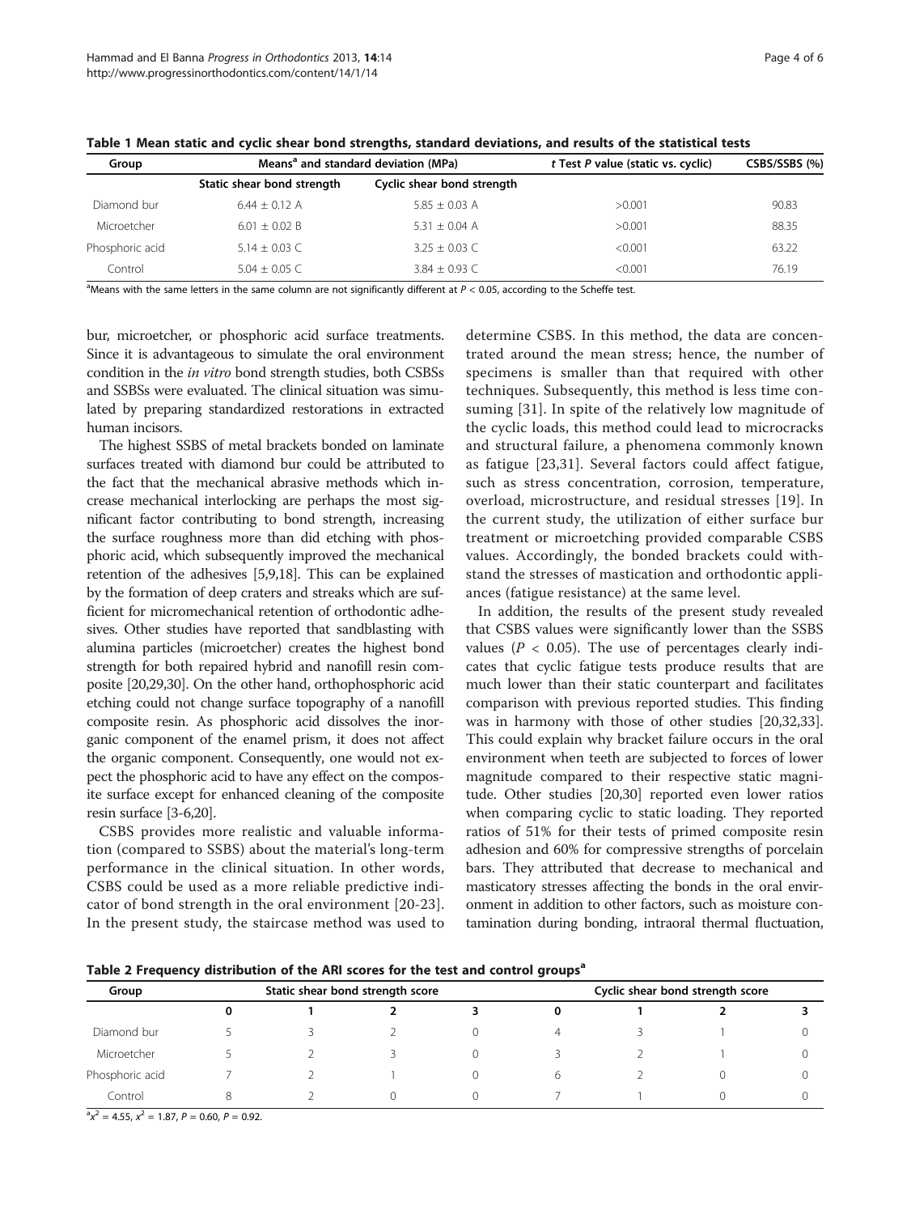**Table 1 Mean static and cyclic shear bond strengths, standard deviations, and results of the statistical tests**

| Group | Means[a] and standard deviation (MPa) | | *t* Test *P* value (static vs. cyclic) | CSBS/SSBS (%) |
|---|---|---|---|---|
| | Static shear bond strength | Cyclic shear bond strength | | |
| Diamond bur | 6.44 ± 0.12 A | 5.85 ± 0.03 A | >0.001 | 90.83 |
| Microetcher | 6.01 ± 0.02 B | 5.31 ± 0.04 A | >0.001 | 88.35 |
| Phosphoric acid | 5.14 ± 0.03 C | 3.25 ± 0.03 C | <0.001 | 63.22 |
| Control | 5.04 ± 0.05 C | 3.84 ± 0.93 C | <0.001 | 76.19 |

[a]Means with the same letters in the same column are not significantly different at $P < 0.05$, according to the Scheffe test.

bur, microetcher, or phosphoric acid surface treatments. Since it is advantageous to simulate the oral environment condition in the *in vitro* bond strength studies, both CSBSs and SSBSs were evaluated. The clinical situation was simulated by preparing standardized restorations in extracted human incisors.

The highest SSBS of metal brackets bonded on laminate surfaces treated with diamond bur could be attributed to the fact that the mechanical abrasive methods which increase mechanical interlocking are perhaps the most significant factor contributing to bond strength, increasing the surface roughness more than did etching with phosphoric acid, which subsequently improved the mechanical retention of the adhesives [5,9,18]. This can be explained by the formation of deep craters and streaks which are sufficient for micromechanical retention of orthodontic adhesives. Other studies have reported that sandblasting with alumina particles (microetcher) creates the highest bond strength for both repaired hybrid and nanofill resin composite [20,29,30]. On the other hand, orthophosphoric acid etching could not change surface topography of a nanofill composite resin. As phosphoric acid dissolves the inorganic component of the enamel prism, it does not affect the organic component. Consequently, one would not expect the phosphoric acid to have any effect on the composite surface except for enhanced cleaning of the composite resin surface [3-6,20].

CSBS provides more realistic and valuable information (compared to SSBS) about the material's long-term performance in the clinical situation. In other words, CSBS could be used as a more reliable predictive indicator of bond strength in the oral environment [20-23]. In the present study, the staircase method was used to determine CSBS. In this method, the data are concentrated around the mean stress; hence, the number of specimens is smaller than that required with other techniques. Subsequently, this method is less time consuming [31]. In spite of the relatively low magnitude of the cyclic loads, this method could lead to microcracks and structural failure, a phenomena commonly known as fatigue [23,31]. Several factors could affect fatigue, such as stress concentration, corrosion, temperature, overload, microstructure, and residual stresses [19]. In the current study, the utilization of either surface bur treatment or microetching provided comparable CSBS values. Accordingly, the bonded brackets could withstand the stresses of mastication and orthodontic appliances (fatigue resistance) at the same level.

In addition, the results of the present study revealed that CSBS values were significantly lower than the SSBS values ($P < 0.05$). The use of percentages clearly indicates that cyclic fatigue tests produce results that are much lower than their static counterpart and facilitates comparison with previous reported studies. This finding was in harmony with those of other studies [20,32,33]. This could explain why bracket failure occurs in the oral environment when teeth are subjected to forces of lower magnitude compared to their respective static magnitude. Other studies [20,30] reported even lower ratios when comparing cyclic to static loading. They reported ratios of 51% for their tests of primed composite resin adhesion and 60% for compressive strengths of porcelain bars. They attributed that decrease to mechanical and masticatory stresses affecting the bonds in the oral environment in addition to other factors, such as moisture contamination during bonding, intraoral thermal fluctuation,

**Table 2 Frequency distribution of the ARI scores for the test and control groups[a]**

| Group | Static shear bond strength score | | | | Cyclic shear bond strength score | | | |
|---|---|---|---|---|---|---|---|---|
| | 0 | 1 | 2 | 3 | 0 | 1 | 2 | 3 |
| Diamond bur | 5 | 3 | 2 | 0 | 4 | 3 | 1 | 0 |
| Microetcher | 5 | 2 | 3 | 0 | 3 | 2 | 1 | 0 |
| Phosphoric acid | 7 | 2 | 1 | 0 | 6 | 2 | 0 | 0 |
| Control | 8 | 2 | 0 | 0 | 7 | 1 | 0 | 0 |

[a]$x^2 = 4.55$, $x^2 = 1.87$, $P = 0.60$, $P = 0.92$.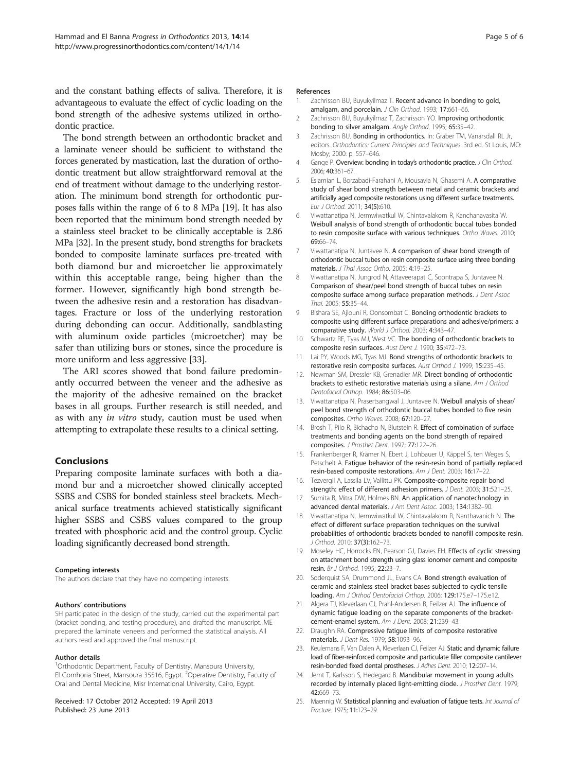and the constant bathing effects of saliva. Therefore, it is advantageous to evaluate the effect of cyclic loading on the bond strength of the adhesive systems utilized in orthodontic practice.

The bond strength between an orthodontic bracket and a laminate veneer should be sufficient to withstand the forces generated by mastication, last the duration of orthodontic treatment but allow straightforward removal at the end of treatment without damage to the underlying restoration. The minimum bond strength for orthodontic purposes falls within the range of 6 to 8 MPa [19]. It has also been reported that the minimum bond strength needed by a stainless steel bracket to be clinically acceptable is 2.86 MPa [32]. In the present study, bond strengths for brackets bonded to composite laminate surfaces pre-treated with both diamond bur and microetcher lie approximately within this acceptable range, being higher than the former. However, significantly high bond strength between the adhesive resin and a restoration has disadvantages. Fracture or loss of the underlying restoration during debonding can occur. Additionally, sandblasting with aluminum oxide particles (microetcher) may be safer than utilizing burs or stones, since the procedure is more uniform and less aggressive [33].

The ARI scores showed that bond failure predominantly occurred between the veneer and the adhesive as the majority of the adhesive remained on the bracket bases in all groups. Further research is still needed, and as with any *in vitro* study, caution must be used when attempting to extrapolate these results to a clinical setting.

## Conclusions

Preparing composite laminate surfaces with both a diamond bur and a microetcher showed clinically accepted SSBS and CSBS for bonded stainless steel brackets. Mechanical surface treatments achieved statistically significant higher SSBS and CSBS values compared to the group treated with phosphoric acid and the control group. Cyclic loading significantly decreased bond strength.

#### Competing interests

The authors declare that they have no competing interests.

#### Authors' contributions

SH participated in the design of the study, carried out the experimental part (bracket bonding, and testing procedure), and drafted the manuscript. ME prepared the laminate veneers and performed the statistical analysis. All authors read and approved the final manuscript.

#### Author details

[1]Orthodontic Department, Faculty of Dentistry, Mansoura University, El Gomhoria Street, Mansoura 35516, Egypt. [2]Operative Dentistry, Faculty of Oral and Dental Medicine, Misr International University, Cairo, Egypt.

Received: 17 October 2012 Accepted: 19 April 2013
Published: 23 June 2013

#### References

1. Zachrisson BU, Buyukyilmaz T. **Recent advance in bonding to gold, amalgam, and porcelain.** *J Clin Orthod.* 1993; **17:**661–66.
2. Zachrisson BU, Buyukyilmaz T, Zachrisson YO. **Improving orthodontic bonding to silver amalgam.** *Angle Orthod.* 1995; **65:**35–42.
3. Zachrisson BU. **Bonding in orthodontics.** In: Graber TM, Vanarsdall RL Jr, editors. *Orthodontics: Current Principles and Techniques*. 3rd ed. St Louis, MO: Mosby; 2000: p. 557–646.
4. Gange P. **Overview: bonding in today's orthodontic practice.** *J Clin Orthod.* 2006; **40:**361–67.
5. Eslamian L, Borzabadi-Farahani A, Mousavia N, Ghasemi A. **A comparative study of shear bond strength between metal and ceramic brackets and artificially aged composite restorations using different surface treatments.** *Eur J Orthod.* 2011; **34(5):**610.
6. Viwattanatipa N, Jermwiwatkul W, Chintavalakorn R, Kanchanavasita W. **Weibull analysis of bond strength of orthodontic buccal tubes bonded to resin composite surface with various techniques.** *Ortho Waves.* 2010; **69:**66–74.
7. Viwattanatipa N, Juntavee N. **A comparison of shear bond strength of orthodontic buccal tubes on resin composite surface using three bonding materials.** *J Thai Assoc Ortho.* 2005; **4:**19–25.
8. Viwattanatipa N, Jungrod N, Attaveerapat C, Soontrapa S, Juntavee N. **Comparison of shear/peel bond strength of buccal tubes on resin composite surface among surface preparation methods.** *J Dent Assoc Thai.* 2005; **55:**35–44.
9. Bishara SE, Ajlouni R, Oonsombat C. **Bonding orthodontic brackets to composite using different surface preparations and adhesive/primers: a comparative study.** *World J Orthod.* 2003; **4:**343–47.
10. Schwartz RE, Tyas MJ, West VC. **The bonding of orthodontic brackets to composite resin surfaces.** *Aust Dent J.* 1990; **35:**472–73.
11. Lai PY, Woods MG, Tyas MJ. **Bond strengths of orthodontic brackets to restorative resin composite surfaces.** *Aust Orthod J.* 1999; **15:**235–45.
12. Newman SM, Dressler KB, Grenadier MR. **Direct bonding of orthodontic brackets to esthetic restorative materials using a silane.** *Am J Orthod Dentofacial Orthop.* 1984; **86:**503–06.
13. Viwattanatipa N, Prasertsangwal J, Juntavee N. **Weibull analysis of shear/peel bond strength of orthodontic buccal tubes bonded to five resin composites.** *Ortho Waves.* 2008; **67:**120–27.
14. Brosh T, Pilo R, Bichacho N, Blutstein R. **Effect of combination of surface treatments and bonding agents on the bond strength of repaired composites.** *J Prosthet Dent.* 1997; **77:**122–26.
15. Frankenberger R, Krämer N, Ebert J, Lohbauer U, Käppel S, ten Weges S, Petschelt A. **Fatigue behavior of the resin-resin bond of partially replaced resin-based composite restorations.** *Am J Dent.* 2003; **16:**17–22.
16. Tezvergil A, Lassila LV, Vallittu PK. **Composite-composite repair bond strength: effect of different adhesion primers.** *J Dent.* 2003; **31:**521–25.
17. Sumita B, Mitra DW, Holmes BN. **An application of nanotechnology in advanced dental materials.** *J Am Dent Assoc.* 2003; **134:**1382–90.
18. Viwattanatipa N, Jermwiwatkul W, Chintavalakorn R, Nanthavanich N. **The effect of different surface preparation techniques on the survival probabilities of orthodontic brackets bonded to nanofill composite resin.** *J Orthod.* 2010; **37(3):**162–73.
19. Moseley HC, Horrocks EN, Pearson GJ, Davies EH. **Effects of cyclic stressing on attachment bond strength using glass ionomer cement and composite resin.** *Br J Orthod.* 1995; **22:**23–7.
20. Soderquist SA, Drummond JL, Evans CA. **Bond strength evaluation of ceramic and stainless steel bracket bases subjected to cyclic tensile loading.** *Am J Orthod Dentofacial Orthop.* 2006; **129:**175.e7–175.e12.
21. Algera TJ, Kleverlaan CJ, Prahl-Andersen B, Feilzer AJ. **The influence of dynamic fatigue loading on the separate components of the bracket-cement-enamel system.** *Am J Dent.* 2008; **21:**239–43.
22. Draughn RA. **Compressive fatigue limits of composite restorative materials.** *J Dent Res.* 1979; **58:**1093–96.
23. Keulemans F, Van Dalen A, Kleverlaan CJ, Feilzer AJ. **Static and dynamic failure load of fiber-reinforced composite and particulate filler composite cantilever resin-bonded fixed dental prostheses.** *J Adhes Dent.* 2010; **12:**207–14.
24. Jemt T, Karlsson S, Hedegard B. **Mandibular movement in young adults recorded by internally placed light-emitting diode.** *J Prosthet Dent.* 1979; **42:**669–73.
25. Maennig W. **Statistical planning and evaluation of fatigue tests.** *Int Journal of Fracture.* 1975; **11:**123–29.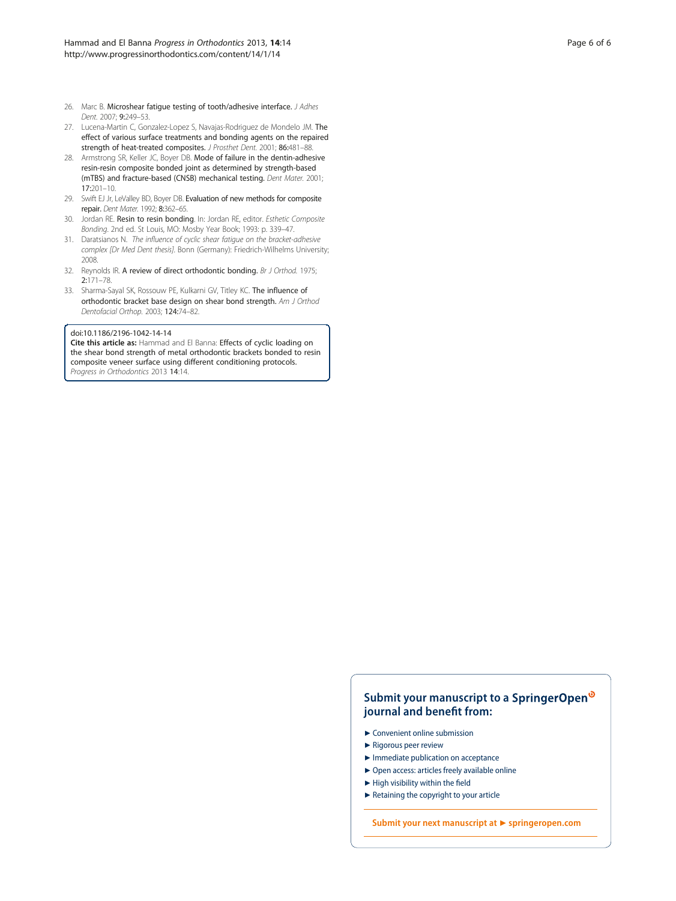26. Marc B. **Microshear fatigue testing of tooth/adhesive interface.** *J Adhes Dent.* 2007; **9:**249–53.
27. Lucena-Martin C, Gonzalez-Lopez S, Navajas-Rodriguez de Mondelo JM. **The effect of various surface treatments and bonding agents on the repaired strength of heat-treated composites.** *J Prosthet Dent.* 2001; **86:**481–88.
28. Armstrong SR, Keller JC, Boyer DB. **Mode of failure in the dentin-adhesive resin-resin composite bonded joint as determined by strength-based (mTBS) and fracture-based (CNSB) mechanical testing.** *Dent Mater.* 2001; **17:**201–10.
29. Swift EJ Jr, LeValley BD, Boyer DB. **Evaluation of new methods for composite repair.** *Dent Mater.* 1992; **8:**362–65.
30. Jordan RE. **Resin to resin bonding**. In: Jordan RE, editor. *Esthetic Composite Bonding*. 2nd ed. St Louis, MO: Mosby Year Book; 1993: p. 339–47.
31. Daratsianos N. *The influence of cyclic shear fatigue on the bracket-adhesive complex [Dr Med Dent thesis].* Bonn (Germany): Friedrich-Wilhelms University; 2008.
32. Reynolds IR. **A review of direct orthodontic bonding.** *Br J Orthod.* 1975; **2:**171–78.
33. Sharma-Sayal SK, Rossouw PE, Kulkarni GV, Titley KC. **The influence of orthodontic bracket base design on shear bond strength.** *Am J Orthod Dentofacial Orthop.* 2003; **124:**74–82.

doi:10.1186/2196-1042-14-14
**Cite this article as:** Hammad and El Banna: **Effects of cyclic loading on the shear bond strength of metal orthodontic brackets bonded to resin composite veneer surface using different conditioning protocols.** *Progress in Orthodontics* 2013 **14**:14.

**Submit your manuscript to a SpringerOpen journal and benefit from:**

- ► Convenient online submission
- ► Rigorous peer review
- ► Immediate publication on acceptance
- ► Open access: articles freely available online
- ► High visibility within the field
- ► Retaining the copyright to your article

**Submit your next manuscript at ► springeropen.com**